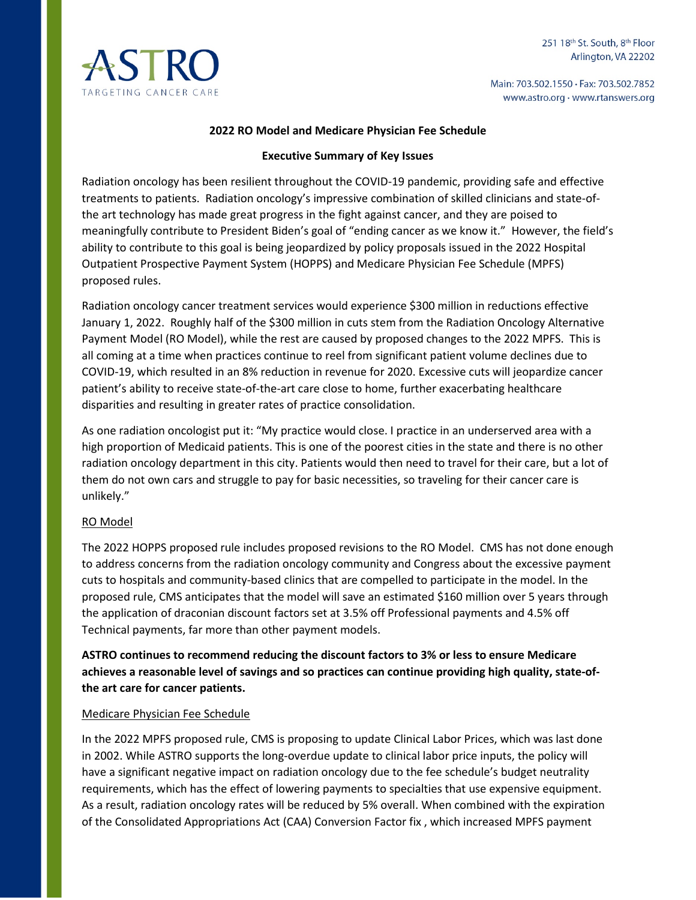ASTRO
TARGETING CANCER CARE

251 18th St. South, 8th Floor
Arlington, VA 22202

Main: 703.502.1550 · Fax: 703.502.7852
www.astro.org · www.rtanswers.org

**2022 RO Model and Medicare Physician Fee Schedule**

**Executive Summary of Key Issues**

Radiation oncology has been resilient throughout the COVID-19 pandemic, providing safe and effective treatments to patients. Radiation oncology's impressive combination of skilled clinicians and state-of-the art technology has made great progress in the fight against cancer, and they are poised to meaningfully contribute to President Biden's goal of "ending cancer as we know it." However, the field's ability to contribute to this goal is being jeopardized by policy proposals issued in the 2022 Hospital Outpatient Prospective Payment System (HOPPS) and Medicare Physician Fee Schedule (MPFS) proposed rules.

Radiation oncology cancer treatment services would experience $300 million in reductions effective January 1, 2022. Roughly half of the $300 million in cuts stem from the Radiation Oncology Alternative Payment Model (RO Model), while the rest are caused by proposed changes to the 2022 MPFS. This is all coming at a time when practices continue to reel from significant patient volume declines due to COVID-19, which resulted in an 8% reduction in revenue for 2020. Excessive cuts will jeopardize cancer patient's ability to receive state-of-the-art care close to home, further exacerbating healthcare disparities and resulting in greater rates of practice consolidation.

As one radiation oncologist put it: "My practice would close. I practice in an underserved area with a high proportion of Medicaid patients. This is one of the poorest cities in the state and there is no other radiation oncology department in this city. Patients would then need to travel for their care, but a lot of them do not own cars and struggle to pay for basic necessities, so traveling for their cancer care is unlikely."

<u>RO Model</u>

The 2022 HOPPS proposed rule includes proposed revisions to the RO Model. CMS has not done enough to address concerns from the radiation oncology community and Congress about the excessive payment cuts to hospitals and community-based clinics that are compelled to participate in the model. In the proposed rule, CMS anticipates that the model will save an estimated $160 million over 5 years through the application of draconian discount factors set at 3.5% off Professional payments and 4.5% off Technical payments, far more than other payment models.

**ASTRO continues to recommend reducing the discount factors to 3% or less to ensure Medicare achieves a reasonable level of savings and so practices can continue providing high quality, state-of-the art care for cancer patients.**

<u>Medicare Physician Fee Schedule</u>

In the 2022 MPFS proposed rule, CMS is proposing to update Clinical Labor Prices, which was last done in 2002. While ASTRO supports the long-overdue update to clinical labor price inputs, the policy will have a significant negative impact on radiation oncology due to the fee schedule's budget neutrality requirements, which has the effect of lowering payments to specialties that use expensive equipment. As a result, radiation oncology rates will be reduced by 5% overall. When combined with the expiration of the Consolidated Appropriations Act (CAA) Conversion Factor fix , which increased MPFS payment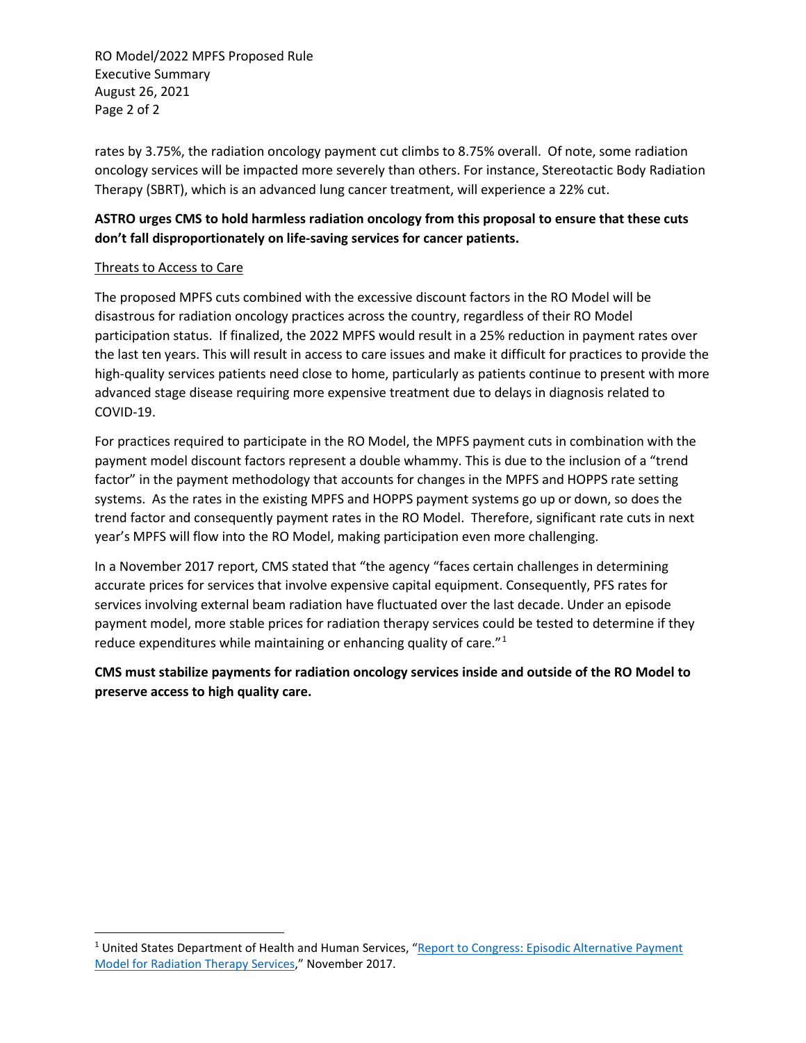rates by 3.75%, the radiation oncology payment cut climbs to 8.75% overall. Of note, some radiation oncology services will be impacted more severely than others. For instance, Stereotactic Body Radiation Therapy (SBRT), which is an advanced lung cancer treatment, will experience a 22% cut.

**ASTRO urges CMS to hold harmless radiation oncology from this proposal to ensure that these cuts don't fall disproportionately on life-saving services for cancer patients.**

<u>Threats to Access to Care</u>

The proposed MPFS cuts combined with the excessive discount factors in the RO Model will be disastrous for radiation oncology practices across the country, regardless of their RO Model participation status. If finalized, the 2022 MPFS would result in a 25% reduction in payment rates over the last ten years. This will result in access to care issues and make it difficult for practices to provide the high-quality services patients need close to home, particularly as patients continue to present with more advanced stage disease requiring more expensive treatment due to delays in diagnosis related to COVID-19.

For practices required to participate in the RO Model, the MPFS payment cuts in combination with the payment model discount factors represent a double whammy. This is due to the inclusion of a "trend factor" in the payment methodology that accounts for changes in the MPFS and HOPPS rate setting systems. As the rates in the existing MPFS and HOPPS payment systems go up or down, so does the trend factor and consequently payment rates in the RO Model. Therefore, significant rate cuts in next year's MPFS will flow into the RO Model, making participation even more challenging.

In a November 2017 report, CMS stated that "the agency "faces certain challenges in determining accurate prices for services that involve expensive capital equipment. Consequently, PFS rates for services involving external beam radiation have fluctuated over the last decade. Under an episode payment model, more stable prices for radiation therapy services could be tested to determine if they reduce expenditures while maintaining or enhancing quality of care."[1]

**CMS must stabilize payments for radiation oncology services inside and outside of the RO Model to preserve access to high quality care.**

[1] United States Department of Health and Human Services, "Report to Congress: Episodic Alternative Payment Model for Radiation Therapy Services," November 2017.